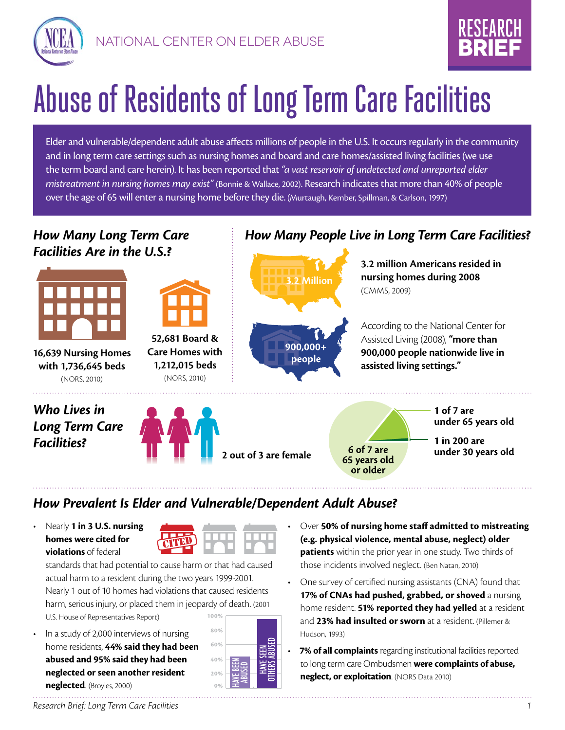NATIONAL CENTER ON ELDER ABUSE

RESEARCH BRIEF

# Abuse of Residents of Long Term Care Facilities

Elder and vulnerable/dependent adult abuse affects millions of people in the U.S. It occurs regularly in the community and in long term care settings such as nursing homes and board and care homes/assisted living facilities (we use the term board and care herein). It has been reported that *"a vast reservoir of undetected and unreported elder mistreatment in nursing homes may exist"* (Bonnie & Wallace, 2002). Research indicates that more than 40% of people over the age of 65 will enter a nursing home before they die. (Murtaugh, Kember, Spillman, & Carlson, 1997)

## *How Many Long Term Care Facilities Are in the U.S.?*

**16,639 Nursing Homes with 1,736,645 beds**
(NORS, 2010)

**52,681 Board & Care Homes with 1,212,015 beds**
(NORS, 2010)

## *How Many People Live in Long Term Care Facilities?*

3.2 Million

**3.2 million Americans resided in nursing homes during 2008**
(CMMS, 2009)

900,000+ people

According to the National Center for Assisted Living (2008), **"more than 900,000 people nationwide live in assisted living settings."**

## *Who Lives in Long Term Care Facilities?*

**2 out of 3 are female**

**6 of 7 are 65 years old or older**

**1 of 7 are under 65 years old**

**1 in 200 are under 30 years old**

## *How Prevalent Is Elder and Vulnerable/Dependent Adult Abuse?*

- Nearly **1 in 3 U.S. nursing homes were cited for violations** of federal standards that had potential to cause harm or that had caused actual harm to a resident during the two years 1999-2001. Nearly 1 out of 10 homes had violations that caused residents harm, serious injury, or placed them in jeopardy of death. (2001 U.S. House of Representatives Report)
- In a study of 2,000 interviews of nursing home residents, **44% said they had been abused and 95% said they had been neglected or seen another resident neglected**. (Broyles, 2000)
- Over **50% of nursing home staff admitted to mistreating (e.g. physical violence, mental abuse, neglect) older patients** within the prior year in one study. Two thirds of those incidents involved neglect. (Ben Natan, 2010)
- One survey of certified nursing assistants (CNA) found that **17% of CNAs had pushed, grabbed, or shoved** a nursing home resident. **51% reported they had yelled** at a resident and **23% had insulted or sworn** at a resident. (Pillemer & Hudson, 1993)
- **7% of all complaints** regarding institutional facilities reported to long term care Ombudsmen **were complaints of abuse, neglect, or exploitation**. (NORS Data 2010)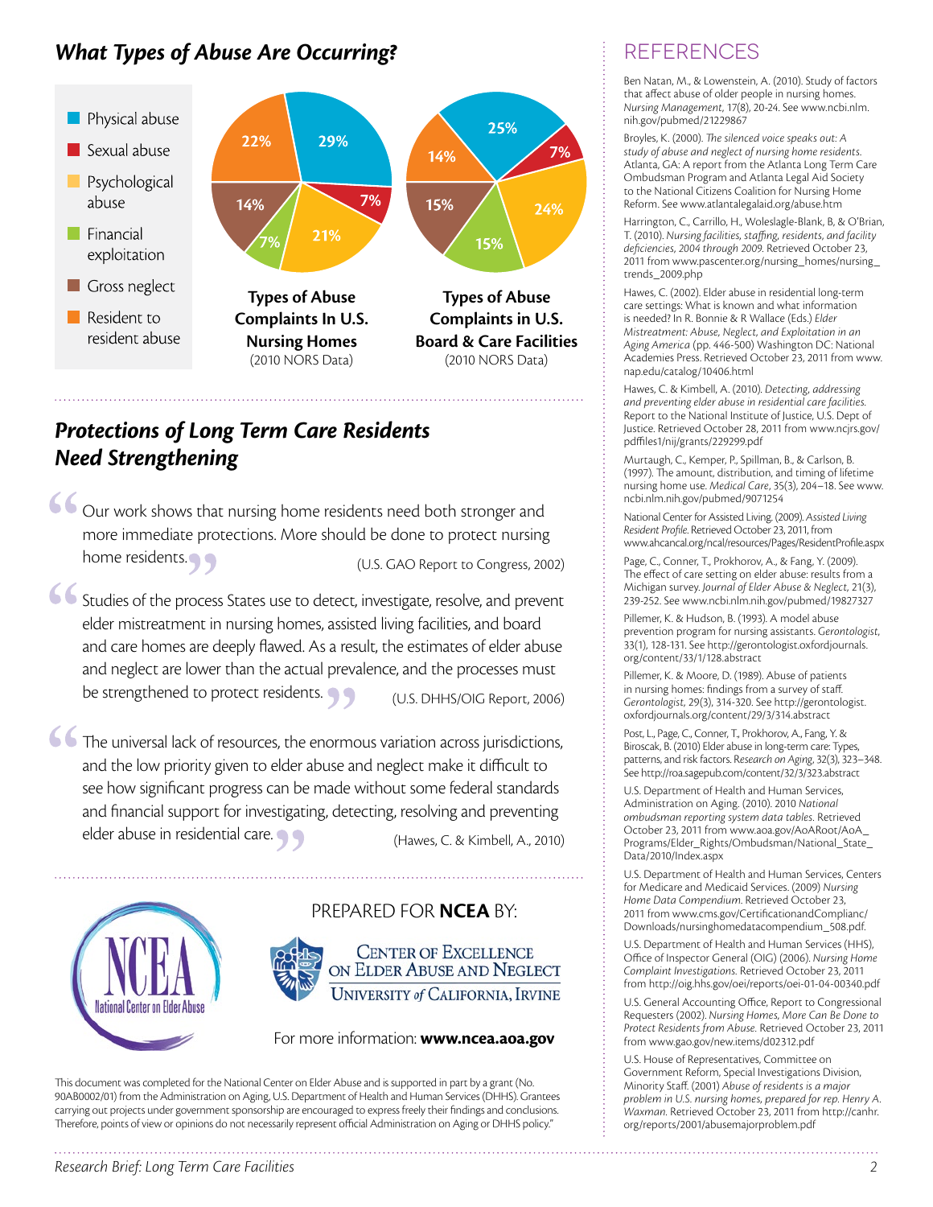## *What Types of Abuse Are Occurring?*

Physical abuse
Sexual abuse
Psychological abuse
Financial exploitation
Gross neglect
Resident to resident abuse

29%
7%
21%
7%
14%
22%

**Types of Abuse Complaints In U.S. Nursing Homes**
(2010 NORS Data)

25%
7%
24%
15%
15%
14%

**Types of Abuse Complaints in U.S. Board & Care Facilities**
(2010 NORS Data)

## *Protections of Long Term Care Residents Need Strengthening*

"Our work shows that nursing home residents need both stronger and more immediate protections. More should be done to protect nursing home residents." (U.S. GAO Report to Congress, 2002)

"Studies of the process States use to detect, investigate, resolve, and prevent elder mistreatment in nursing homes, assisted living facilities, and board and care homes are deeply flawed. As a result, the estimates of elder abuse and neglect are lower than the actual prevalence, and the processes must be strengthened to protect residents." (U.S. DHHS/OIG Report, 2006)

"The universal lack of resources, the enormous variation across jurisdictions, and the low priority given to elder abuse and neglect make it difficult to see how significant progress can be made without some federal standards and financial support for investigating, detecting, resolving and preventing elder abuse in residential care." (Hawes, C. & Kimbell, A., 2010)

NCEA National Center on Elder Abuse

PREPARED FOR **NCEA** BY:

Center of Excellence on Elder Abuse and Neglect
University of California, Irvine

For more information: **www.ncea.aoa.gov**

This document was completed for the National Center on Elder Abuse and is supported in part by a grant (No. 90AB0002/01) from the Administration on Aging, U.S. Department of Health and Human Services (DHHS). Grantees carrying out projects under government sponsorship are encouraged to express freely their findings and conclusions. Therefore, points of view or opinions do not necessarily represent official Administration on Aging or DHHS policy."

## REFERENCES

Ben Natan, M., & Lowenstein, A. (2010). Study of factors that affect abuse of older people in nursing homes. *Nursing Management*, 17(8), 20-24. See www.ncbi.nlm.nih.gov/pubmed/21229867

Broyles, K. (2000). *The silenced voice speaks out: A study of abuse and neglect of nursing home residents.* Atlanta, GA: A report from the Atlanta Long Term Care Ombudsman Program and Atlanta Legal Aid Society to the National Citizens Coalition for Nursing Home Reform. See www.atlantalegalaid.org/abuse.htm

Harrington, C., Carrillo, H., Woleslagle-Blank, B, & O'Brian, T. (2010). *Nursing facilities, staffing, residents, and facility deficiencies, 2004 through 2009.* Retrieved October 23, 2011 from www.pascenter.org/nursing_homes/nursing_trends_2009.php

Hawes, C. (2002). Elder abuse in residential long-term care settings: What is known and what information is needed? In R. Bonnie & R Wallace (Eds.) *Elder Mistreatment: Abuse, Neglect, and Exploitation in an Aging America* (pp. 446-500) Washington DC: National Academies Press. Retrieved October 23, 2011 from www.nap.edu/catalog/10406.html

Hawes, C. & Kimbell, A. (2010). *Detecting, addressing and preventing elder abuse in residential care facilities.* Report to the National Institute of Justice, U.S. Dept of Justice. Retrieved October 28, 2011 from www.ncjrs.gov/pdffiles1/nij/grants/229299.pdf

Murtaugh, C., Kemper, P., Spillman, B., & Carlson, B. (1997). The amount, distribution, and timing of lifetime nursing home use. *Medical Care*, 35(3), 204–18. See www.ncbi.nlm.nih.gov/pubmed/9071254

National Center for Assisted Living. (2009). *Assisted Living Resident Profile.* Retrieved October 23, 2011, from www.ahcancal.org/ncal/resources/Pages/ResidentProfile.aspx

Page, C., Conner, T., Prokhorov, A., & Fang, Y. (2009). The effect of care setting on elder abuse: results from a Michigan survey. *Journal of Elder Abuse & Neglect*, 21(3), 239-252. See www.ncbi.nlm.nih.gov/pubmed/19827327

Pillemer, K. & Hudson, B. (1993). A model abuse prevention program for nursing assistants. *Gerontologist*, 33(1), 128-131. See http://gerontologist.oxfordjournals.org/content/33/1/128.abstract

Pillemer, K. & Moore, D. (1989). Abuse of patients in nursing homes: findings from a survey of staff. *Gerontologist*, 29(3), 314-320. See http://gerontologist.oxfordjournals.org/content/29/3/314.abstract

Post, L., Page, C., Conner, T., Prokhorov, A., Fang, Y. & Biroscak, B. (2010) Elder abuse in long-term care: Types, patterns, and risk factors. *Research on Aging*, 32(3), 323–348. See http://roa.sagepub.com/content/32/3/323.abstract

U.S. Department of Health and Human Services, Administration on Aging. (2010). 2010 *National ombudsman reporting system data tables.* Retrieved October 23, 2011 from www.aoa.gov/AoARoot/AoA_Programs/Elder_Rights/Ombudsman/National_State_Data/2010/Index.aspx

U.S. Department of Health and Human Services, Centers for Medicare and Medicaid Services. (2009) *Nursing Home Data Compendium.* Retrieved October 23, 2011 from www.cms.gov/CertificationandComplianc/Downloads/nursinghomedatacompendium_508.pdf.

U.S. Department of Health and Human Services (HHS), Office of Inspector General (OIG) (2006). *Nursing Home Complaint Investigations.* Retrieved October 23, 2011 from http://oig.hhs.gov/oei/reports/oei-01-04-00340.pdf

U.S. General Accounting Office, Report to Congressional Requesters (2002). *Nursing Homes, More Can Be Done to Protect Residents from Abuse.* Retrieved October 23, 2011 from www.gao.gov/new.items/d02312.pdf

U.S. House of Representatives, Committee on Government Reform, Special Investigations Division, Minority Staff. (2001) *Abuse of residents is a major problem in U.S. nursing homes, prepared for rep. Henry A. Waxman.* Retrieved October 23, 2011 from http://canhr.org/reports/2001/abusemajorproblem.pdf